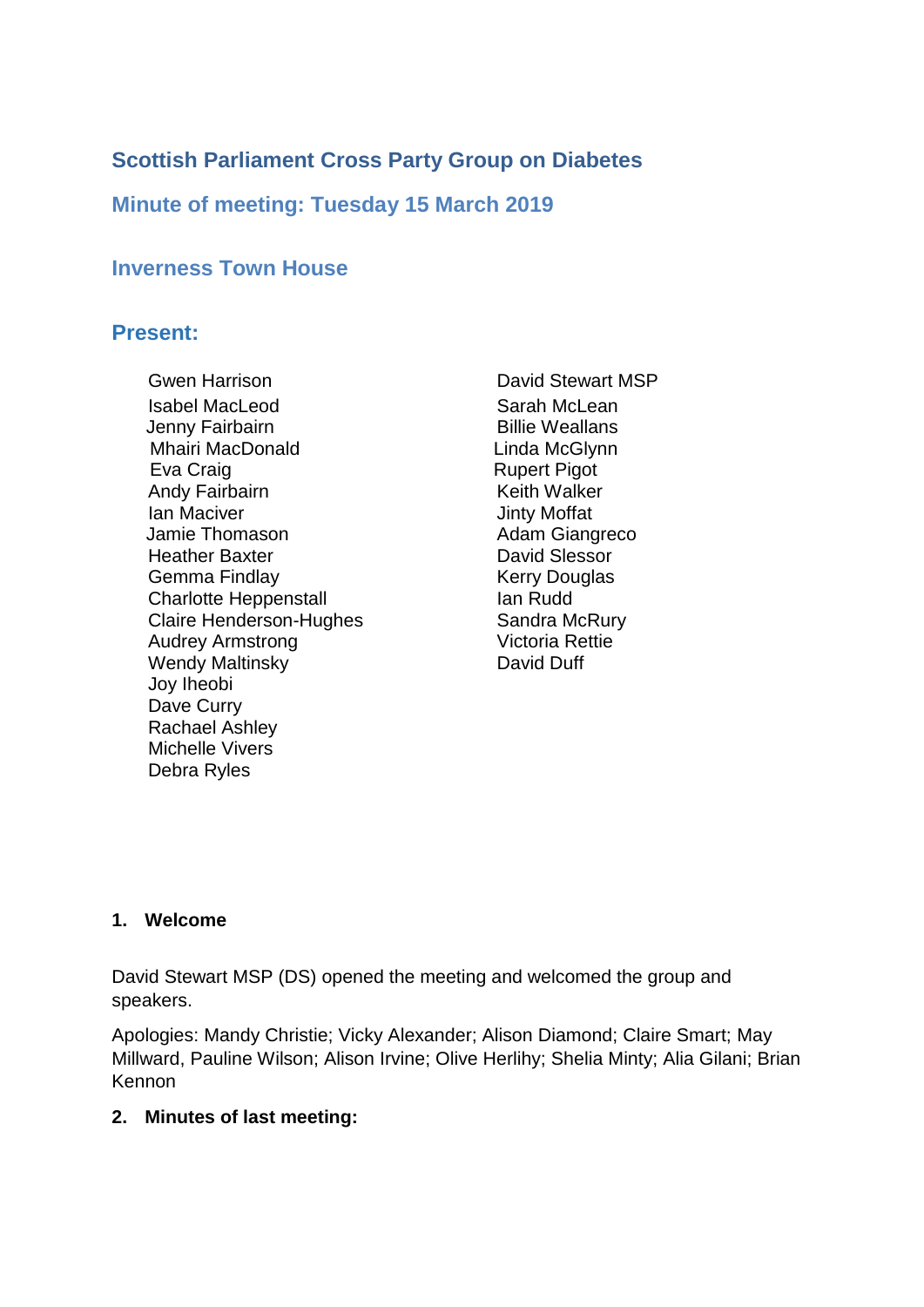# Scottish Parliament Cross Party Group on Diabetes

## Minute of meeting: Tuesday 15 March 2019

## Inverness Town House

## Present:

Gwen Harrison
Isabel MacLeod
Jenny Fairbairn
Mhairi MacDonald
Eva Craig
Andy Fairbairn
Ian Maciver
Jamie Thomason
Heather Baxter
Gemma Findlay
Charlotte Heppenstall
Claire Henderson-Hughes
Audrey Armstrong
Wendy Maltinsky
Joy Iheobi
Dave Curry
Rachael Ashley
Michelle Vivers
Debra Ryles
David Stewart MSP
Sarah McLean
Billie Weallans
Linda McGlynn
Rupert Pigot
Keith Walker
Jinty Moffat
Adam Giangreco
David Slessor
Kerry Douglas
Ian Rudd
Sandra McRury
Victoria Rettie
David Duff

**1. Welcome**

David Stewart MSP (DS) opened the meeting and welcomed the group and speakers.

Apologies: Mandy Christie; Vicky Alexander; Alison Diamond; Claire Smart; May Millward, Pauline Wilson; Alison Irvine; Olive Herlihy; Shelia Minty; Alia Gilani; Brian Kennon

**2. Minutes of last meeting:**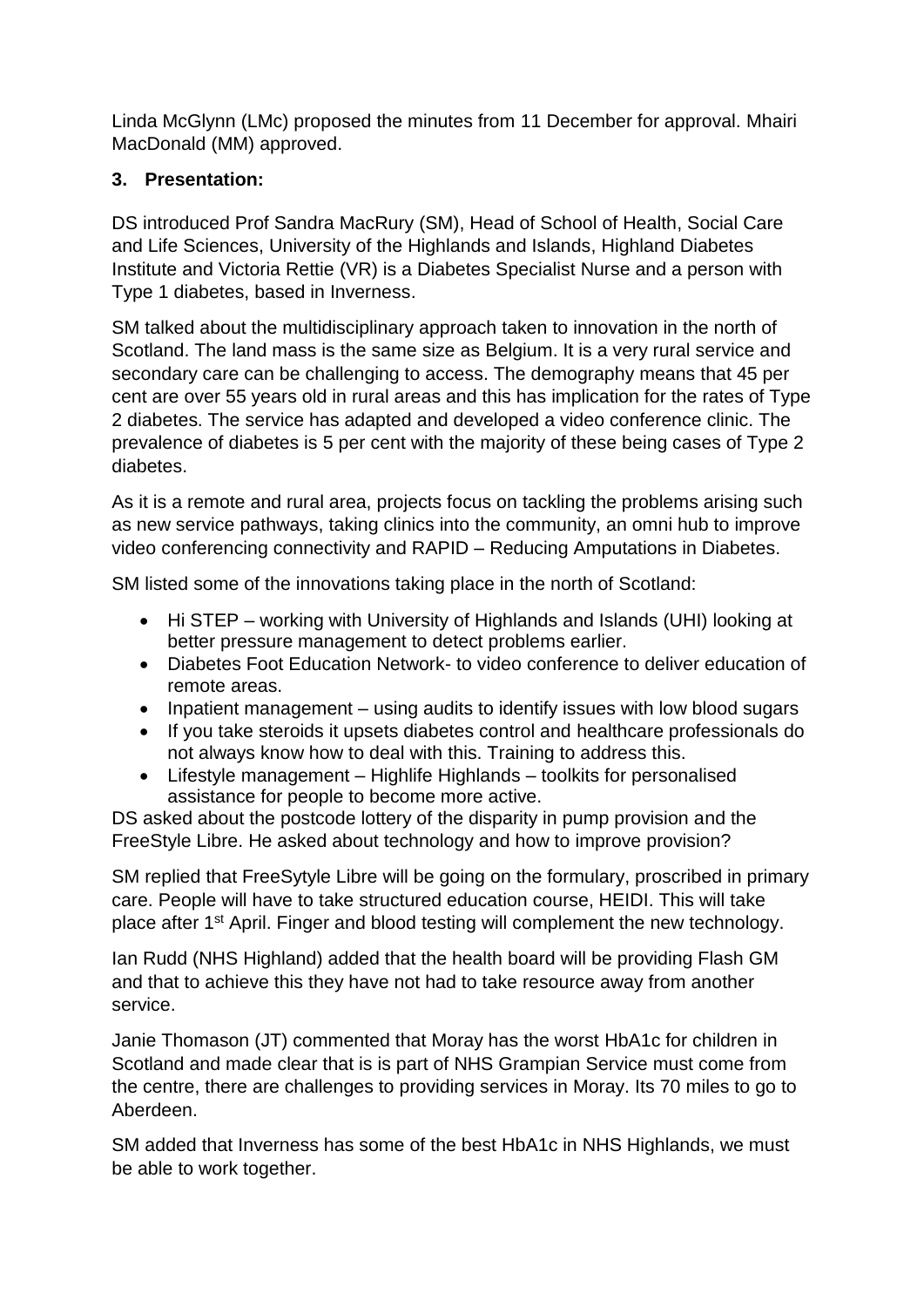Linda McGlynn (LMc) proposed the minutes from 11 December for approval. Mhairi MacDonald (MM) approved.

### 3. Presentation:

DS introduced Prof Sandra MacRury (SM), Head of School of Health, Social Care and Life Sciences, University of the Highlands and Islands, Highland Diabetes Institute and Victoria Rettie (VR) is a Diabetes Specialist Nurse and a person with Type 1 diabetes, based in Inverness.

SM talked about the multidisciplinary approach taken to innovation in the north of Scotland. The land mass is the same size as Belgium. It is a very rural service and secondary care can be challenging to access. The demography means that 45 per cent are over 55 years old in rural areas and this has implication for the rates of Type 2 diabetes. The service has adapted and developed a video conference clinic. The prevalence of diabetes is 5 per cent with the majority of these being cases of Type 2 diabetes.

As it is a remote and rural area, projects focus on tackling the problems arising such as new service pathways, taking clinics into the community, an omni hub to improve video conferencing connectivity and RAPID – Reducing Amputations in Diabetes.

SM listed some of the innovations taking place in the north of Scotland:

- Hi STEP – working with University of Highlands and Islands (UHI) looking at better pressure management to detect problems earlier.
- Diabetes Foot Education Network- to video conference to deliver education of remote areas.
- Inpatient management – using audits to identify issues with low blood sugars
- If you take steroids it upsets diabetes control and healthcare professionals do not always know how to deal with this. Training to address this.
- Lifestyle management – Highlife Highlands – toolkits for personalised assistance for people to become more active.

DS asked about the postcode lottery of the disparity in pump provision and the FreeStyle Libre. He asked about technology and how to improve provision?

SM replied that FreeSytyle Libre will be going on the formulary, proscribed in primary care. People will have to take structured education course, HEIDI. This will take place after 1st April. Finger and blood testing will complement the new technology.

Ian Rudd (NHS Highland) added that the health board will be providing Flash GM and that to achieve this they have not had to take resource away from another service.

Janie Thomason (JT) commented that Moray has the worst HbA1c for children in Scotland and made clear that is is part of NHS Grampian Service must come from the centre, there are challenges to providing services in Moray. Its 70 miles to go to Aberdeen.

SM added that Inverness has some of the best HbA1c in NHS Highlands, we must be able to work together.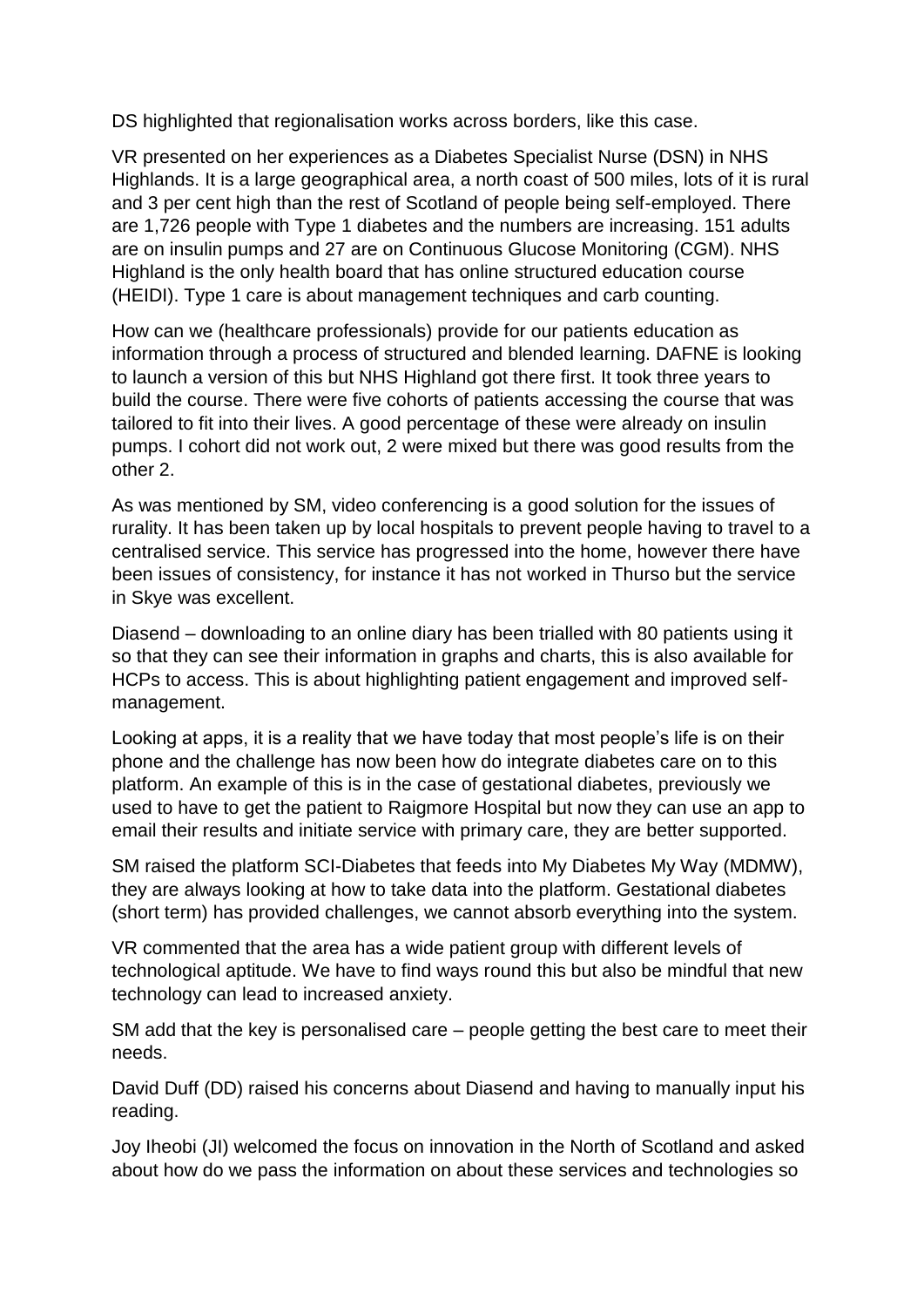DS highlighted that regionalisation works across borders, like this case.

VR presented on her experiences as a Diabetes Specialist Nurse (DSN) in NHS Highlands. It is a large geographical area, a north coast of 500 miles, lots of it is rural and 3 per cent high than the rest of Scotland of people being self-employed. There are 1,726 people with Type 1 diabetes and the numbers are increasing. 151 adults are on insulin pumps and 27 are on Continuous Glucose Monitoring (CGM). NHS Highland is the only health board that has online structured education course (HEIDI). Type 1 care is about management techniques and carb counting.

How can we (healthcare professionals) provide for our patients education as information through a process of structured and blended learning. DAFNE is looking to launch a version of this but NHS Highland got there first. It took three years to build the course. There were five cohorts of patients accessing the course that was tailored to fit into their lives. A good percentage of these were already on insulin pumps. I cohort did not work out, 2 were mixed but there was good results from the other 2.

As was mentioned by SM, video conferencing is a good solution for the issues of rurality. It has been taken up by local hospitals to prevent people having to travel to a centralised service. This service has progressed into the home, however there have been issues of consistency, for instance it has not worked in Thurso but the service in Skye was excellent.

Diasend – downloading to an online diary has been trialled with 80 patients using it so that they can see their information in graphs and charts, this is also available for HCPs to access. This is about highlighting patient engagement and improved self-management.

Looking at apps, it is a reality that we have today that most people's life is on their phone and the challenge has now been how do integrate diabetes care on to this platform. An example of this is in the case of gestational diabetes, previously we used to have to get the patient to Raigmore Hospital but now they can use an app to email their results and initiate service with primary care, they are better supported.

SM raised the platform SCI-Diabetes that feeds into My Diabetes My Way (MDMW), they are always looking at how to take data into the platform. Gestational diabetes (short term) has provided challenges, we cannot absorb everything into the system.

VR commented that the area has a wide patient group with different levels of technological aptitude. We have to find ways round this but also be mindful that new technology can lead to increased anxiety.

SM add that the key is personalised care – people getting the best care to meet their needs.

David Duff (DD) raised his concerns about Diasend and having to manually input his reading.

Joy Iheobi (JI) welcomed the focus on innovation in the North of Scotland and asked about how do we pass the information on about these services and technologies so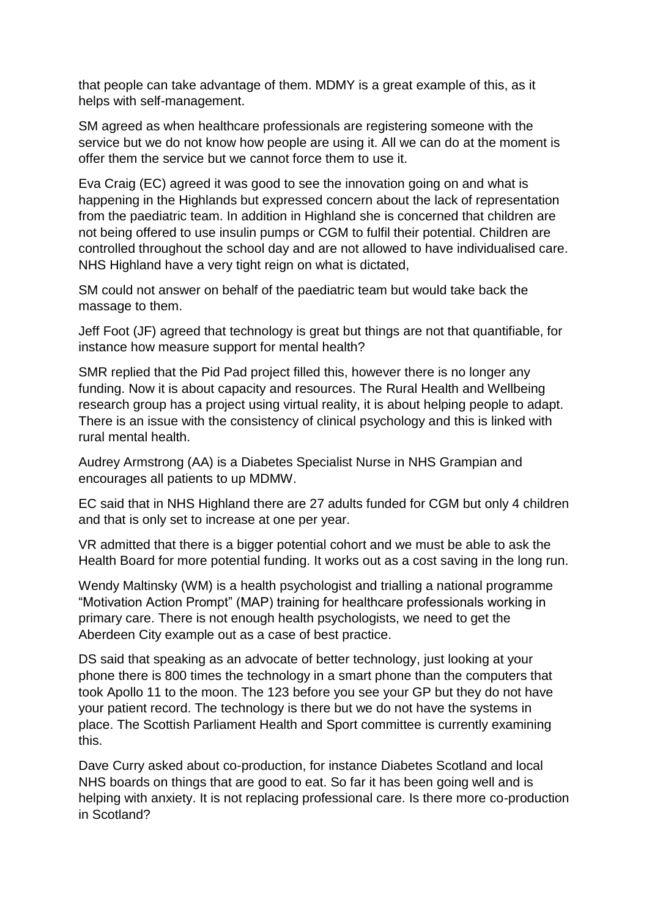that people can take advantage of them. MDMY is a great example of this, as it helps with self-management.

SM agreed as when healthcare professionals are registering someone with the service but we do not know how people are using it. All we can do at the moment is offer them the service but we cannot force them to use it.

Eva Craig (EC) agreed it was good to see the innovation going on and what is happening in the Highlands but expressed concern about the lack of representation from the paediatric team. In addition in Highland she is concerned that children are not being offered to use insulin pumps or CGM to fulfil their potential. Children are controlled throughout the school day and are not allowed to have individualised care. NHS Highland have a very tight reign on what is dictated,

SM could not answer on behalf of the paediatric team but would take back the massage to them.

Jeff Foot (JF) agreed that technology is great but things are not that quantifiable, for instance how measure support for mental health?

SMR replied that the Pid Pad project filled this, however there is no longer any funding. Now it is about capacity and resources. The Rural Health and Wellbeing research group has a project using virtual reality, it is about helping people to adapt. There is an issue with the consistency of clinical psychology and this is linked with rural mental health.

Audrey Armstrong (AA) is a Diabetes Specialist Nurse in NHS Grampian and encourages all patients to up MDMW.

EC said that in NHS Highland there are 27 adults funded for CGM but only 4 children and that is only set to increase at one per year.

VR admitted that there is a bigger potential cohort and we must be able to ask the Health Board for more potential funding. It works out as a cost saving in the long run.

Wendy Maltinsky (WM) is a health psychologist and trialling a national programme "Motivation Action Prompt" (MAP) training for healthcare professionals working in primary care. There is not enough health psychologists, we need to get the Aberdeen City example out as a case of best practice.

DS said that speaking as an advocate of better technology, just looking at your phone there is 800 times the technology in a smart phone than the computers that took Apollo 11 to the moon. The 123 before you see your GP but they do not have your patient record. The technology is there but we do not have the systems in place. The Scottish Parliament Health and Sport committee is currently examining this.

Dave Curry asked about co-production, for instance Diabetes Scotland and local NHS boards on things that are good to eat. So far it has been going well and is helping with anxiety. It is not replacing professional care. Is there more co-production in Scotland?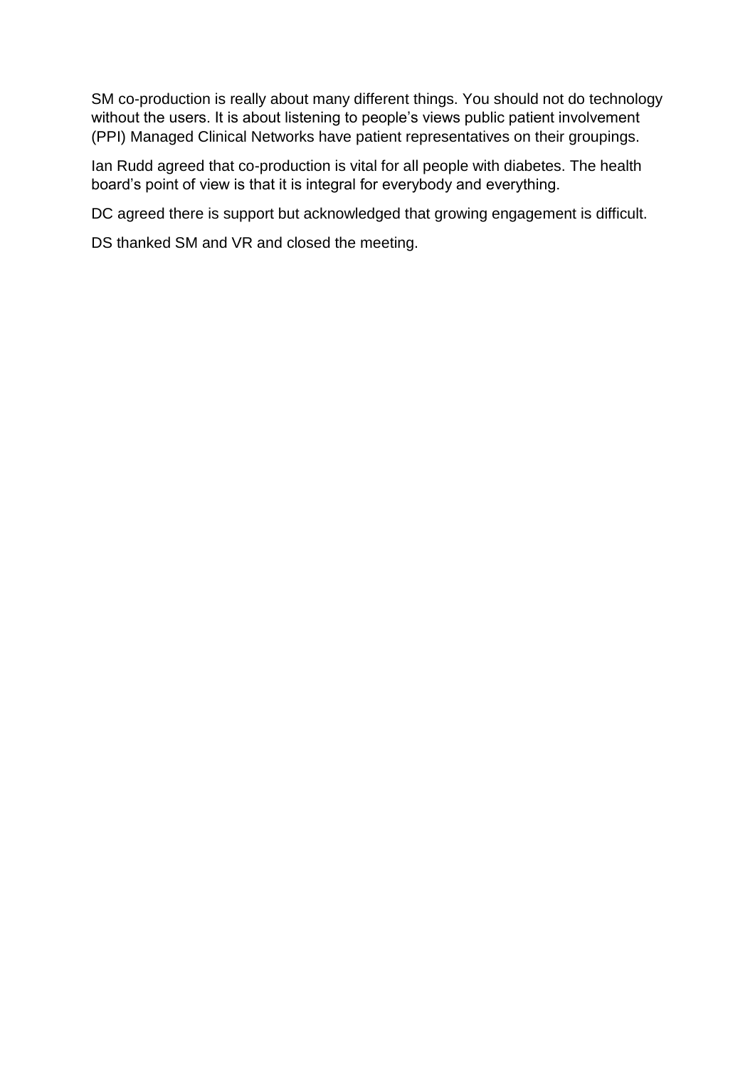SM co-production is really about many different things. You should not do technology without the users. It is about listening to people's views public patient involvement (PPI) Managed Clinical Networks have patient representatives on their groupings.

Ian Rudd agreed that co-production is vital for all people with diabetes. The health board's point of view is that it is integral for everybody and everything.

DC agreed there is support but acknowledged that growing engagement is difficult.

DS thanked SM and VR and closed the meeting.